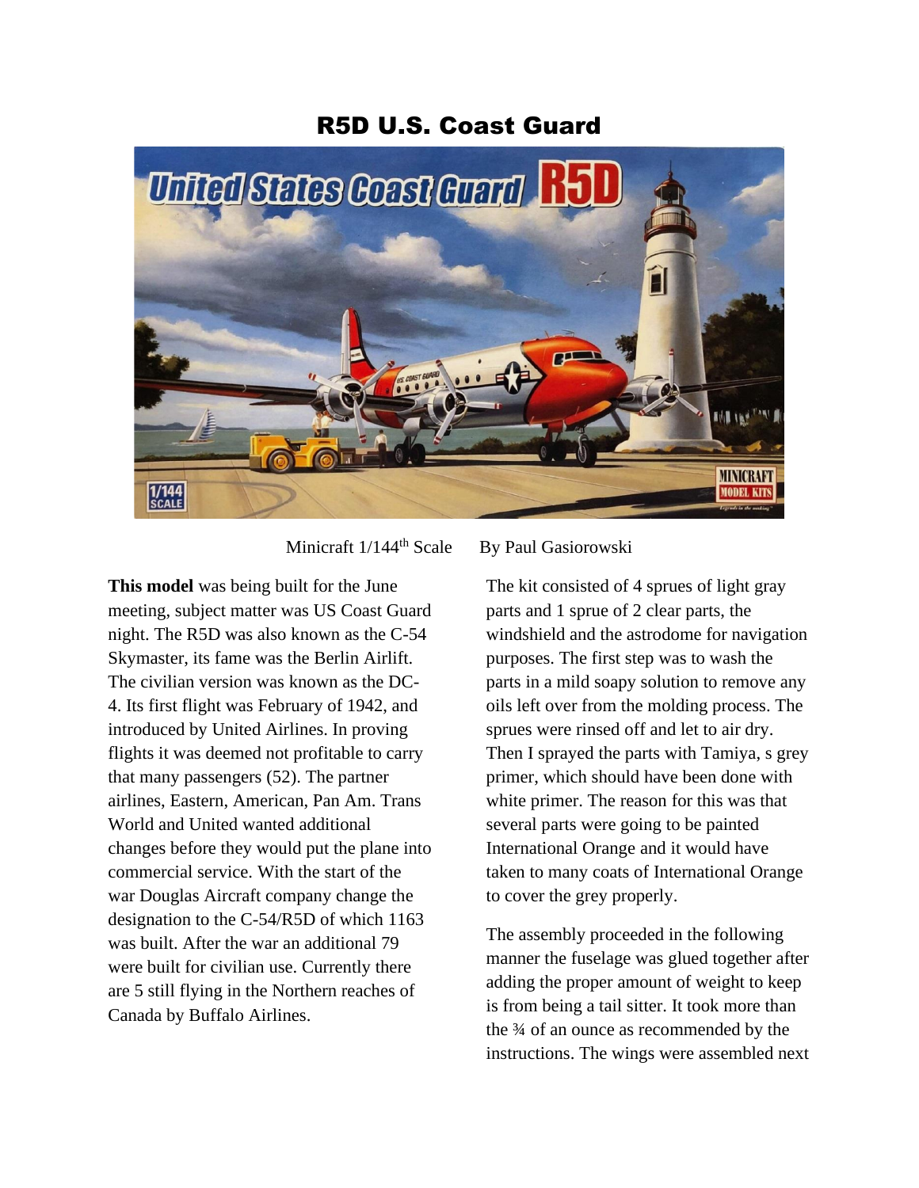# R5D U.S. Coast Guard

Minicraft 1/144th Scale By Paul Gasiorowski

**This model** was being built for the June meeting, subject matter was US Coast Guard night. The R5D was also known as the C-54 Skymaster, its fame was the Berlin Airlift. The civilian version was known as the DC-4. Its first flight was February of 1942, and introduced by United Airlines. In proving flights it was deemed not profitable to carry that many passengers (52). The partner airlines, Eastern, American, Pan Am. Trans World and United wanted additional changes before they would put the plane into commercial service. With the start of the war Douglas Aircraft company change the designation to the C-54/R5D of which 1163 was built. After the war an additional 79 were built for civilian use. Currently there are 5 still flying in the Northern reaches of Canada by Buffalo Airlines.

The kit consisted of 4 sprues of light gray parts and 1 sprue of 2 clear parts, the windshield and the astrodome for navigation purposes. The first step was to wash the parts in a mild soapy solution to remove any oils left over from the molding process. The sprues were rinsed off and let to air dry. Then I sprayed the parts with Tamiya, s grey primer, which should have been done with white primer. The reason for this was that several parts were going to be painted International Orange and it would have taken to many coats of International Orange to cover the grey properly.

The assembly proceeded in the following manner the fuselage was glued together after adding the proper amount of weight to keep is from being a tail sitter. It took more than the ¾ of an ounce as recommended by the instructions. The wings were assembled next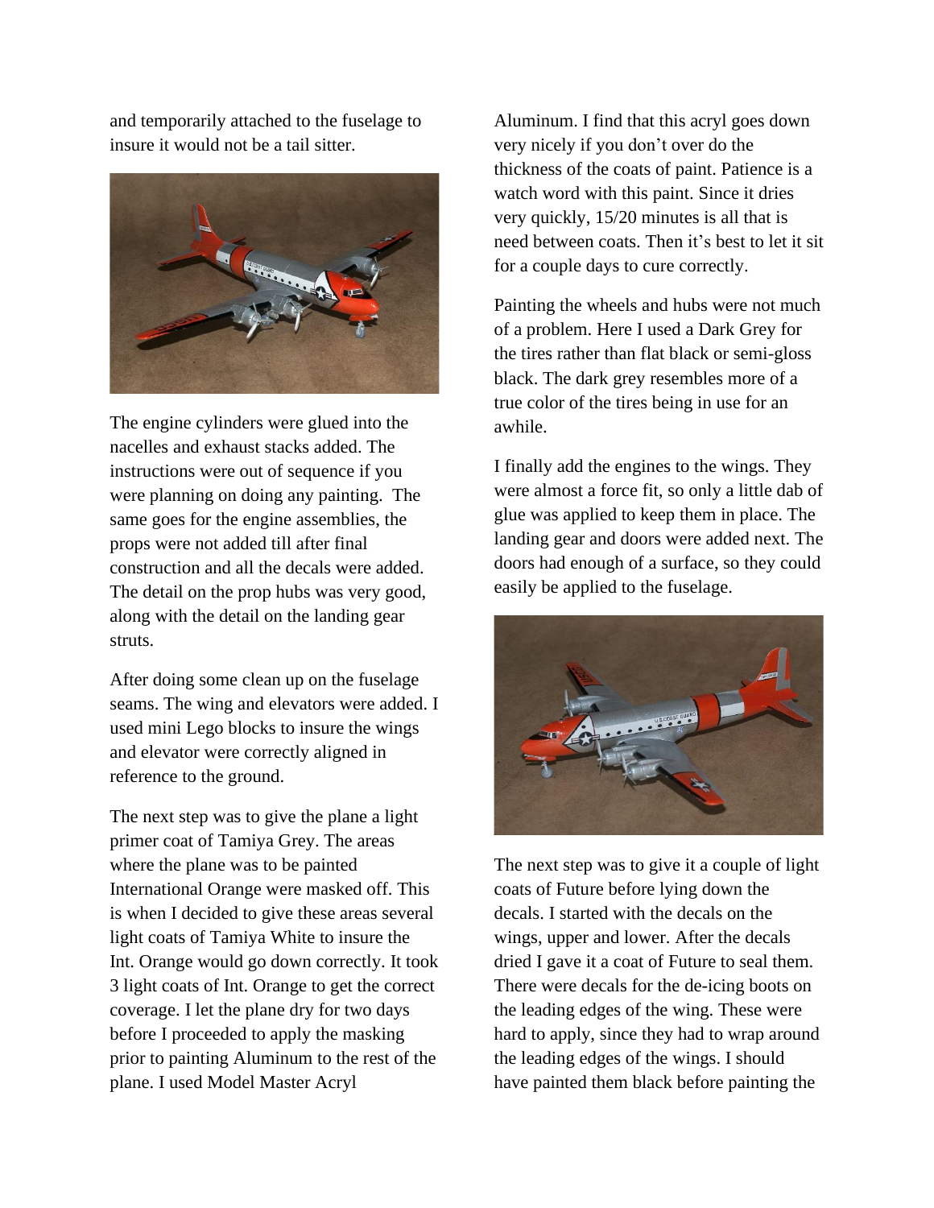and temporarily attached to the fuselage to insure it would not be a tail sitter.

The engine cylinders were glued into the nacelles and exhaust stacks added. The instructions were out of sequence if you were planning on doing any painting.  The same goes for the engine assemblies, the props were not added till after final construction and all the decals were added. The detail on the prop hubs was very good, along with the detail on the landing gear struts.

After doing some clean up on the fuselage seams. The wing and elevators were added. I used mini Lego blocks to insure the wings and elevator were correctly aligned in reference to the ground.

The next step was to give the plane a light primer coat of Tamiya Grey. The areas where the plane was to be painted International Orange were masked off. This is when I decided to give these areas several light coats of Tamiya White to insure the Int. Orange would go down correctly. It took 3 light coats of Int. Orange to get the correct coverage. I let the plane dry for two days before I proceeded to apply the masking prior to painting Aluminum to the rest of the plane. I used Model Master Acryl Aluminum. I find that this acryl goes down very nicely if you don't over do the thickness of the coats of paint. Patience is a watch word with this paint. Since it dries very quickly, 15/20 minutes is all that is need between coats. Then it's best to let it sit for a couple days to cure correctly.

Painting the wheels and hubs were not much of a problem. Here I used a Dark Grey for the tires rather than flat black or semi-gloss black. The dark grey resembles more of a true color of the tires being in use for an awhile.

I finally add the engines to the wings. They were almost a force fit, so only a little dab of glue was applied to keep them in place. The landing gear and doors were added next. The doors had enough of a surface, so they could easily be applied to the fuselage.

The next step was to give it a couple of light coats of Future before lying down the decals. I started with the decals on the wings, upper and lower. After the decals dried I gave it a coat of Future to seal them. There were decals for the de-icing boots on the leading edges of the wing. These were hard to apply, since they had to wrap around the leading edges of the wings. I should have painted them black before painting the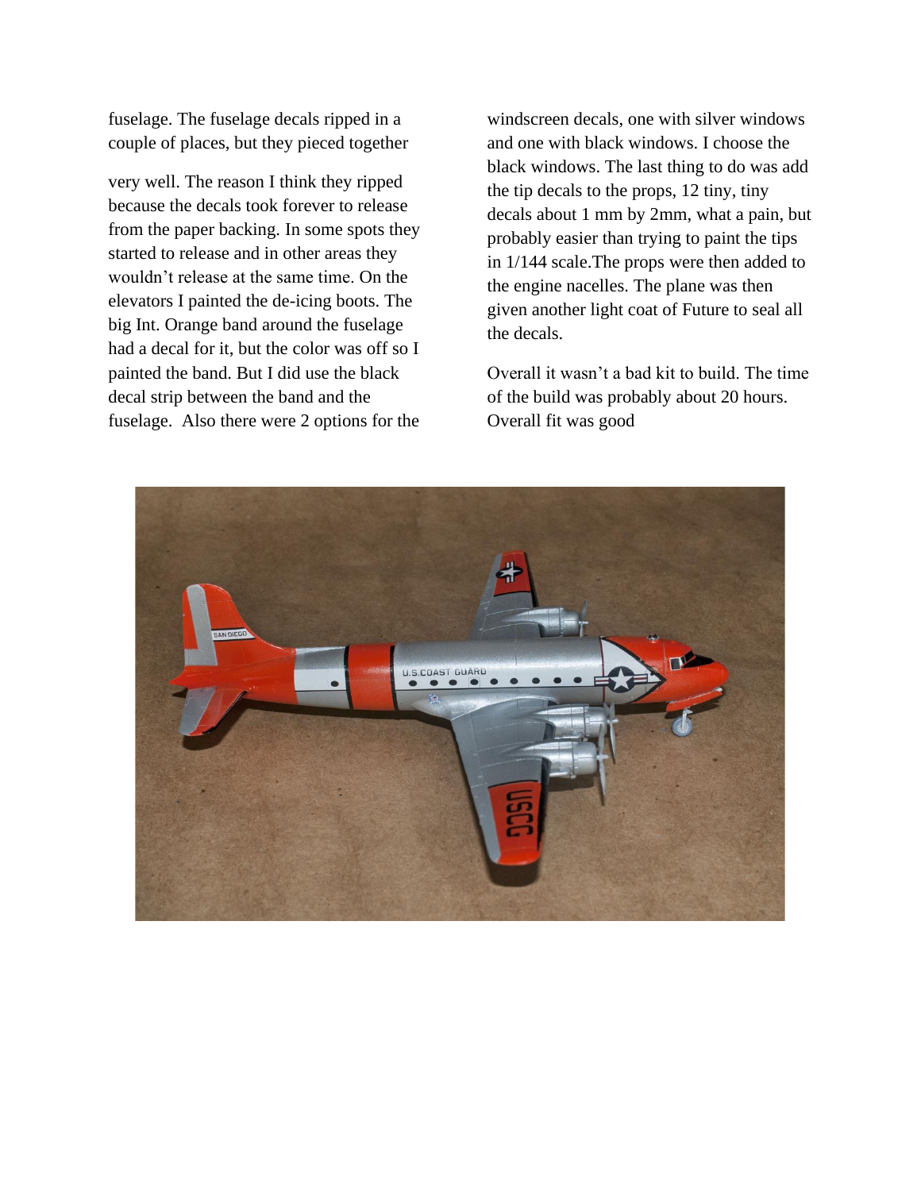fuselage. The fuselage decals ripped in a couple of places, but they pieced together

very well. The reason I think they ripped because the decals took forever to release from the paper backing. In some spots they started to release and in other areas they wouldn't release at the same time. On the elevators I painted the de-icing boots. The big Int. Orange band around the fuselage had a decal for it, but the color was off so I painted the band. But I did use the black decal strip between the band and the fuselage. Also there were 2 options for the windscreen decals, one with silver windows and one with black windows. I choose the black windows. The last thing to do was add the tip decals to the props, 12 tiny, tiny decals about 1 mm by 2mm, what a pain, but probably easier than trying to paint the tips in 1/144 scale.The props were then added to the engine nacelles. The plane was then given another light coat of Future to seal all the decals.

Overall it wasn't a bad kit to build. The time of the build was probably about 20 hours. Overall fit was good